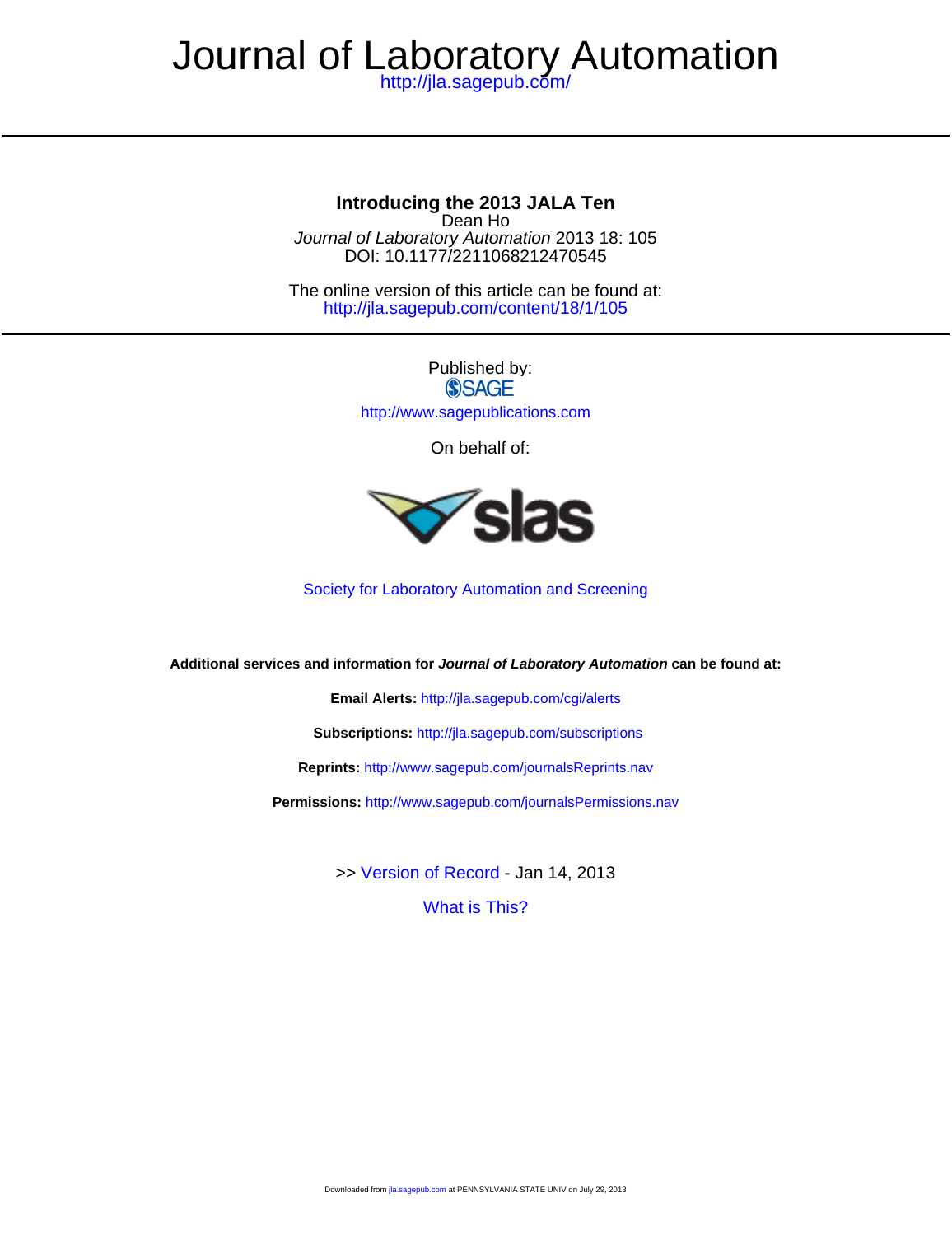# Journal of Laboratory Automation

http://jla.sagepub.com/

## Introducing the 2013 JALA Ten

Dean Ho

*Journal of Laboratory Automation* 2013 18: 105

DOI: 10.1177/2211068212470545

The online version of this article can be found at:
http://jla.sagepub.com/content/18/1/105

Published by:

SAGE

http://www.sagepublications.com

On behalf of:

slas

Society for Laboratory Automation and Screening

**Additional services and information for *Journal of Laboratory Automation* can be found at:**

**Email Alerts:** http://jla.sagepub.com/cgi/alerts

**Subscriptions:** http://jla.sagepub.com/subscriptions

**Reprints:** http://www.sagepub.com/journalsReprints.nav

**Permissions:** http://www.sagepub.com/journalsPermissions.nav

>> Version of Record - Jan 14, 2013

What is This?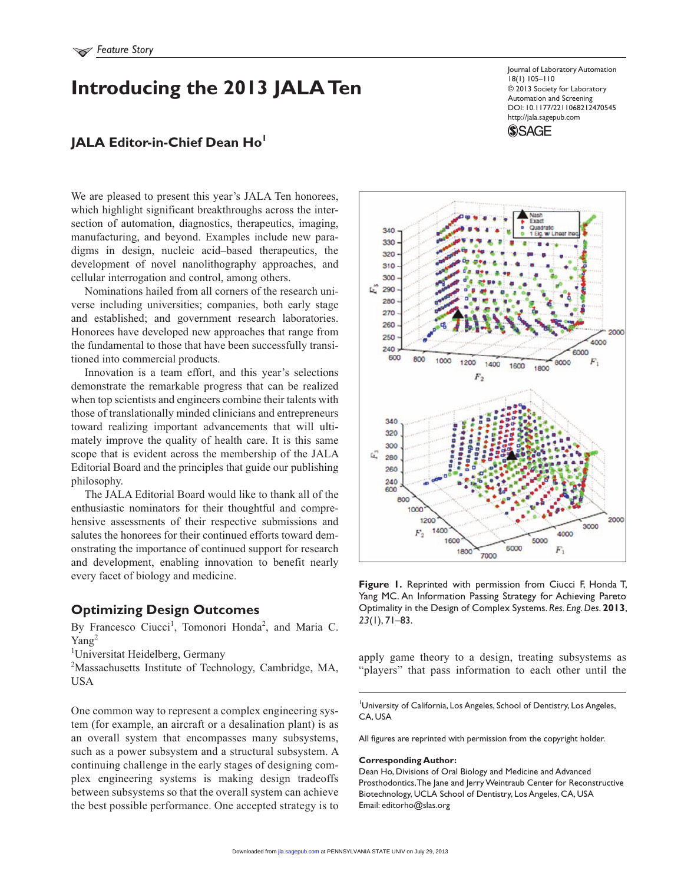# Introducing the 2013 JALA Ten

## JALA Editor-in-Chief Dean Ho[1]

We are pleased to present this year's JALA Ten honorees, which highlight significant breakthroughs across the intersection of automation, diagnostics, therapeutics, imaging, manufacturing, and beyond. Examples include new paradigms in design, nucleic acid–based therapeutics, the development of novel nanolithography approaches, and cellular interrogation and control, among others.

Nominations hailed from all corners of the research universe including universities; companies, both early stage and established; and government research laboratories. Honorees have developed new approaches that range from the fundamental to those that have been successfully transitioned into commercial products.

Innovation is a team effort, and this year's selections demonstrate the remarkable progress that can be realized when top scientists and engineers combine their talents with those of translationally minded clinicians and entrepreneurs toward realizing important advancements that will ultimately improve the quality of health care. It is this same scope that is evident across the membership of the JALA Editorial Board and the principles that guide our publishing philosophy.

The JALA Editorial Board would like to thank all of the enthusiastic nominators for their thoughtful and comprehensive assessments of their respective submissions and salutes the honorees for their continued efforts toward demonstrating the importance of continued support for research and development, enabling innovation to benefit nearly every facet of biology and medicine.

## Optimizing Design Outcomes

By Francesco Ciucci[1], Tomonori Honda[2], and Maria C. Yang[2]

[1]Universitat Heidelberg, Germany

[2]Massachusetts Institute of Technology, Cambridge, MA, USA

One common way to represent a complex engineering system (for example, an aircraft or a desalination plant) is as an overall system that encompasses many subsystems, such as a power subsystem and a structural subsystem. A continuing challenge in the early stages of designing complex engineering systems is making design tradeoffs between subsystems so that the overall system can achieve the best possible performance. One accepted strategy is to apply game theory to a design, treating subsystems as "players" that pass information to each other until the

**Figure 1.** Reprinted with permission from Ciucci F, Honda T, Yang MC. An Information Passing Strategy for Achieving Pareto Optimality in the Design of Complex Systems. *Res. Eng. Des.* **2013**, *23*(1), 71–83.

---

[1]University of California, Los Angeles, School of Dentistry, Los Angeles, CA, USA

All figures are reprinted with permission from the copyright holder.

**Corresponding Author:**
Dean Ho, Divisions of Oral Biology and Medicine and Advanced Prosthodontics, The Jane and Jerry Weintraub Center for Reconstructive Biotechnology, UCLA School of Dentistry, Los Angeles, CA, USA
Email: editorho@slas.org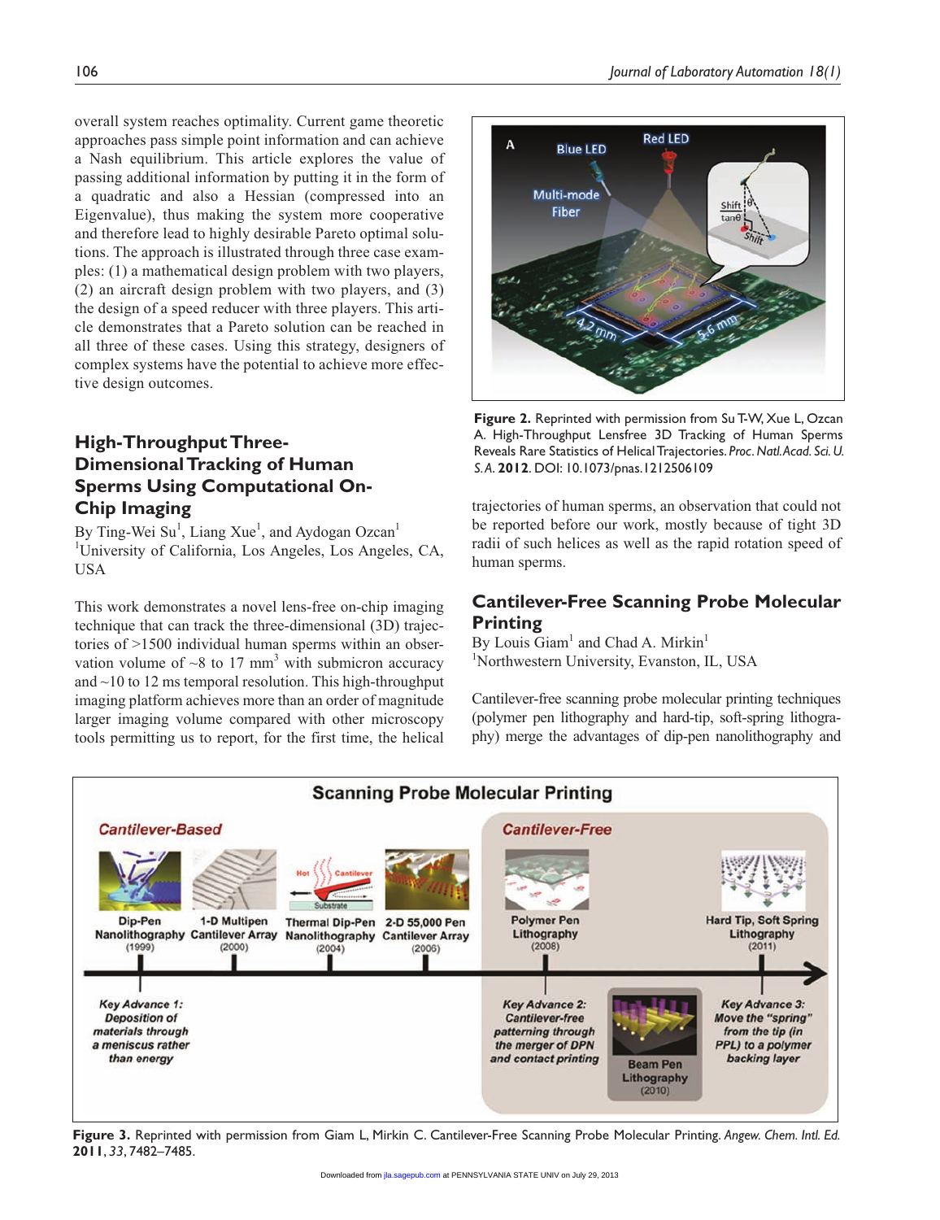overall system reaches optimality. Current game theoretic approaches pass simple point information and can achieve a Nash equilibrium. This article explores the value of passing additional information by putting it in the form of a quadratic and also a Hessian (compressed into an Eigenvalue), thus making the system more cooperative and therefore lead to highly desirable Pareto optimal solutions. The approach is illustrated through three case examples: (1) a mathematical design problem with two players, (2) an aircraft design problem with two players, and (3) the design of a speed reducer with three players. This article demonstrates that a Pareto solution can be reached in all three of these cases. Using this strategy, designers of complex systems have the potential to achieve more effective design outcomes.

## High-Throughput Three-Dimensional Tracking of Human Sperms Using Computational On-Chip Imaging

By Ting-Wei Su[1], Liang Xue[1], and Aydogan Ozcan[1]
[1]University of California, Los Angeles, Los Angeles, CA, USA

This work demonstrates a novel lens-free on-chip imaging technique that can track the three-dimensional (3D) trajectories of >1500 individual human sperms within an observation volume of ~8 to 17 mm$^3$ with submicron accuracy and ~10 to 12 ms temporal resolution. This high-throughput imaging platform achieves more than an order of magnitude larger imaging volume compared with other microscopy tools permitting us to report, for the first time, the helical trajectories of human sperms, an observation that could not be reported before our work, mostly because of tight 3D radii of such helices as well as the rapid rotation speed of human sperms.

**Figure 2.** Reprinted with permission from Su T-W, Xue L, Ozcan A. High-Throughput Lensfree 3D Tracking of Human Sperms Reveals Rare Statistics of Helical Trajectories. *Proc. Natl. Acad. Sci. U. S. A.* **2012**. DOI: 10.1073/pnas.1212506109

## Cantilever-Free Scanning Probe Molecular Printing

By Louis Giam[1] and Chad A. Mirkin[1]
[1]Northwestern University, Evanston, IL, USA

Cantilever-free scanning probe molecular printing techniques (polymer pen lithography and hard-tip, soft-spring lithography) merge the advantages of dip-pen nanolithography and

**Figure 3.** Reprinted with permission from Giam L, Mirkin C. Cantilever-Free Scanning Probe Molecular Printing. *Angew. Chem. Intl. Ed.* **2011**, *33*, 7482–7485.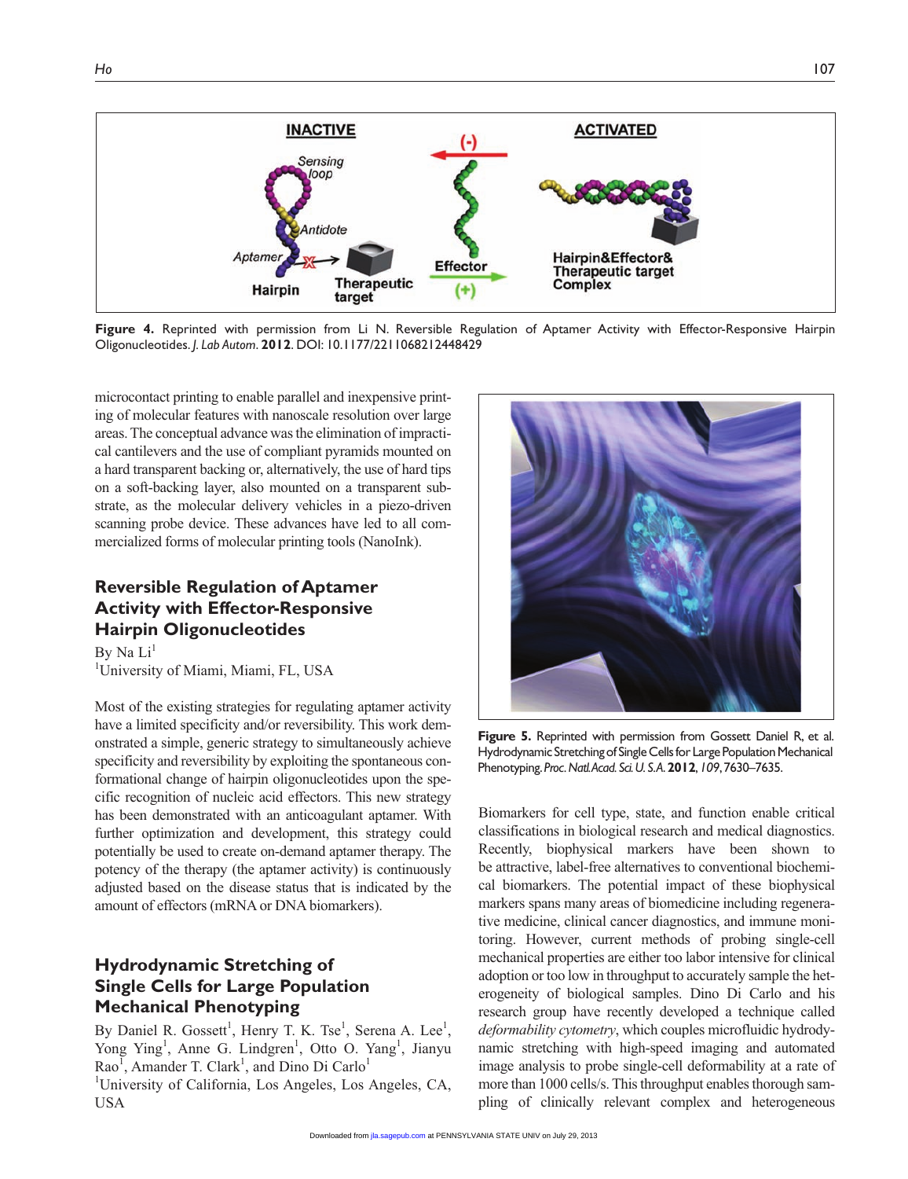Figure 4. Reprinted with permission from Li N. Reversible Regulation of Aptamer Activity with Effector-Responsive Hairpin Oligonucleotides. *J. Lab Autom*. **2012**. DOI: 10.1177/2211068212448429

microcontact printing to enable parallel and inexpensive printing of molecular features with nanoscale resolution over large areas. The conceptual advance was the elimination of impractical cantilevers and the use of compliant pyramids mounted on a hard transparent backing or, alternatively, the use of hard tips on a soft-backing layer, also mounted on a transparent substrate, as the molecular delivery vehicles in a piezo-driven scanning probe device. These advances have led to all commercialized forms of molecular printing tools (NanoInk).

## Reversible Regulation of Aptamer Activity with Effector-Responsive Hairpin Oligonucleotides

By Na Li[1]
[1]University of Miami, Miami, FL, USA

Most of the existing strategies for regulating aptamer activity have a limited specificity and/or reversibility. This work demonstrated a simple, generic strategy to simultaneously achieve specificity and reversibility by exploiting the spontaneous conformational change of hairpin oligonucleotides upon the specific recognition of nucleic acid effectors. This new strategy has been demonstrated with an anticoagulant aptamer. With further optimization and development, this strategy could potentially be used to create on-demand aptamer therapy. The potency of the therapy (the aptamer activity) is continuously adjusted based on the disease status that is indicated by the amount of effectors (mRNA or DNA biomarkers).

## Hydrodynamic Stretching of Single Cells for Large Population Mechanical Phenotyping

By Daniel R. Gossett[1], Henry T. K. Tse[1], Serena A. Lee[1], Yong Ying[1], Anne G. Lindgren[1], Otto O. Yang[1], Jianyu Rao[1], Amander T. Clark[1], and Dino Di Carlo[1]
[1]University of California, Los Angeles, Los Angeles, CA, USA

Figure 5. Reprinted with permission from Gossett Daniel R, et al. Hydrodynamic Stretching of Single Cells for Large Population Mechanical Phenotyping. *Proc. Natl. Acad. Sci. U. S. A.* **2012**, *109*, 7630–7635.

Biomarkers for cell type, state, and function enable critical classifications in biological research and medical diagnostics. Recently, biophysical markers have been shown to be attractive, label-free alternatives to conventional biochemical biomarkers. The potential impact of these biophysical markers spans many areas of biomedicine including regenerative medicine, clinical cancer diagnostics, and immune monitoring. However, current methods of probing single-cell mechanical properties are either too labor intensive for clinical adoption or too low in throughput to accurately sample the heterogeneity of biological samples. Dino Di Carlo and his research group have recently developed a technique called *deformability cytometry*, which couples microfluidic hydrodynamic stretching with high-speed imaging and automated image analysis to probe single-cell deformability at a rate of more than 1000 cells/s. This throughput enables thorough sampling of clinically relevant complex and heterogeneous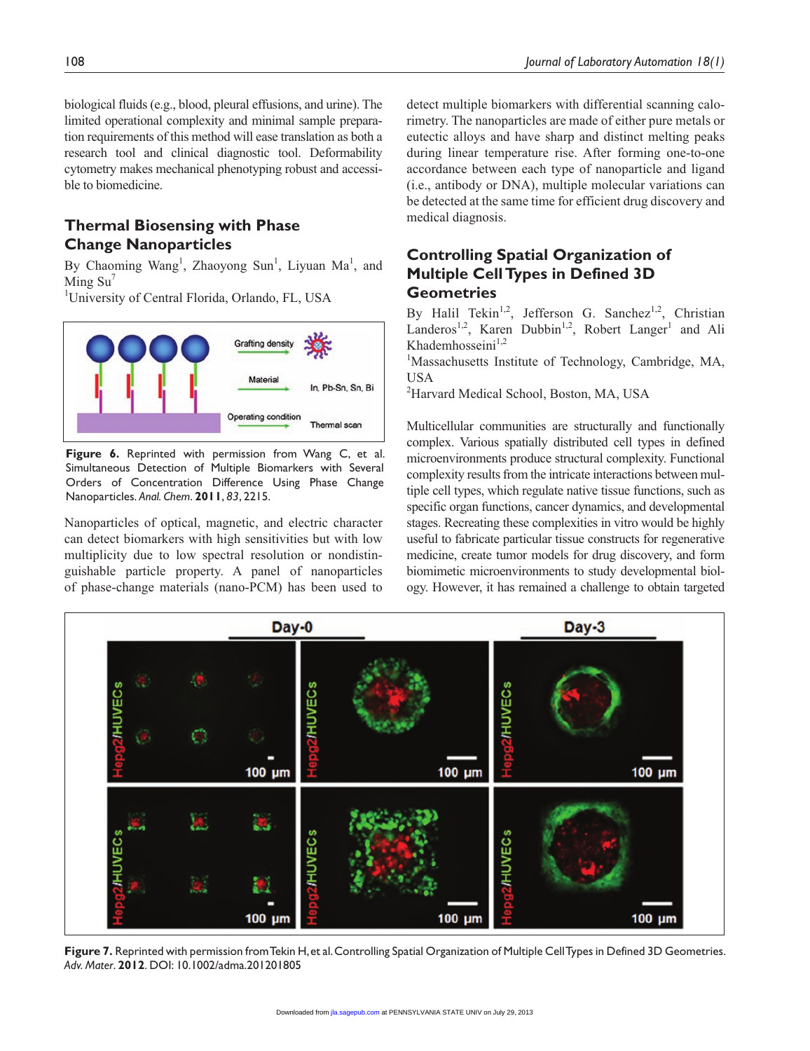biological fluids (e.g., blood, pleural effusions, and urine). The limited operational complexity and minimal sample preparation requirements of this method will ease translation as both a research tool and clinical diagnostic tool. Deformability cytometry makes mechanical phenotyping robust and accessible to biomedicine.

## Thermal Biosensing with Phase Change Nanoparticles

By Chaoming Wang[1], Zhaoyong Sun[1], Liyuan Ma[1], and Ming Su[1]

[1]University of Central Florida, Orlando, FL, USA

**Figure 6.** Reprinted with permission from Wang C, et al. Simultaneous Detection of Multiple Biomarkers with Several Orders of Concentration Difference Using Phase Change Nanoparticles. *Anal. Chem.* **2011**, *83*, 2215.

Nanoparticles of optical, magnetic, and electric character can detect biomarkers with high sensitivities but with low multiplicity due to low spectral resolution or nondistinguishable particle property. A panel of nanoparticles of phase-change materials (nano-PCM) has been used to detect multiple biomarkers with differential scanning calorimetry. The nanoparticles are made of either pure metals or eutectic alloys and have sharp and distinct melting peaks during linear temperature rise. After forming one-to-one accordance between each type of nanoparticle and ligand (i.e., antibody or DNA), multiple molecular variations can be detected at the same time for efficient drug discovery and medical diagnosis.

## Controlling Spatial Organization of Multiple Cell Types in Defined 3D Geometries

By Halil Tekin[1,2], Jefferson G. Sanchez[1,2], Christian Landeros[1,2], Karen Dubbin[1,2], Robert Langer[1] and Ali Khademhosseini[1,2]

[1]Massachusetts Institute of Technology, Cambridge, MA, USA

[2]Harvard Medical School, Boston, MA, USA

Multicellular communities are structurally and functionally complex. Various spatially distributed cell types in defined microenvironments produce structural complexity. Functional complexity results from the intricate interactions between multiple cell types, which regulate native tissue functions, such as specific organ functions, cancer dynamics, and developmental stages. Recreating these complexities in vitro would be highly useful to fabricate particular tissue constructs for regenerative medicine, create tumor models for drug discovery, and form biomimetic microenvironments to study developmental biology. However, it has remained a challenge to obtain targeted

**Figure 7.** Reprinted with permission from Tekin H, et al. Controlling Spatial Organization of Multiple Cell Types in Defined 3D Geometries. *Adv. Mater.* **2012**. DOI: 10.1002/adma.201201805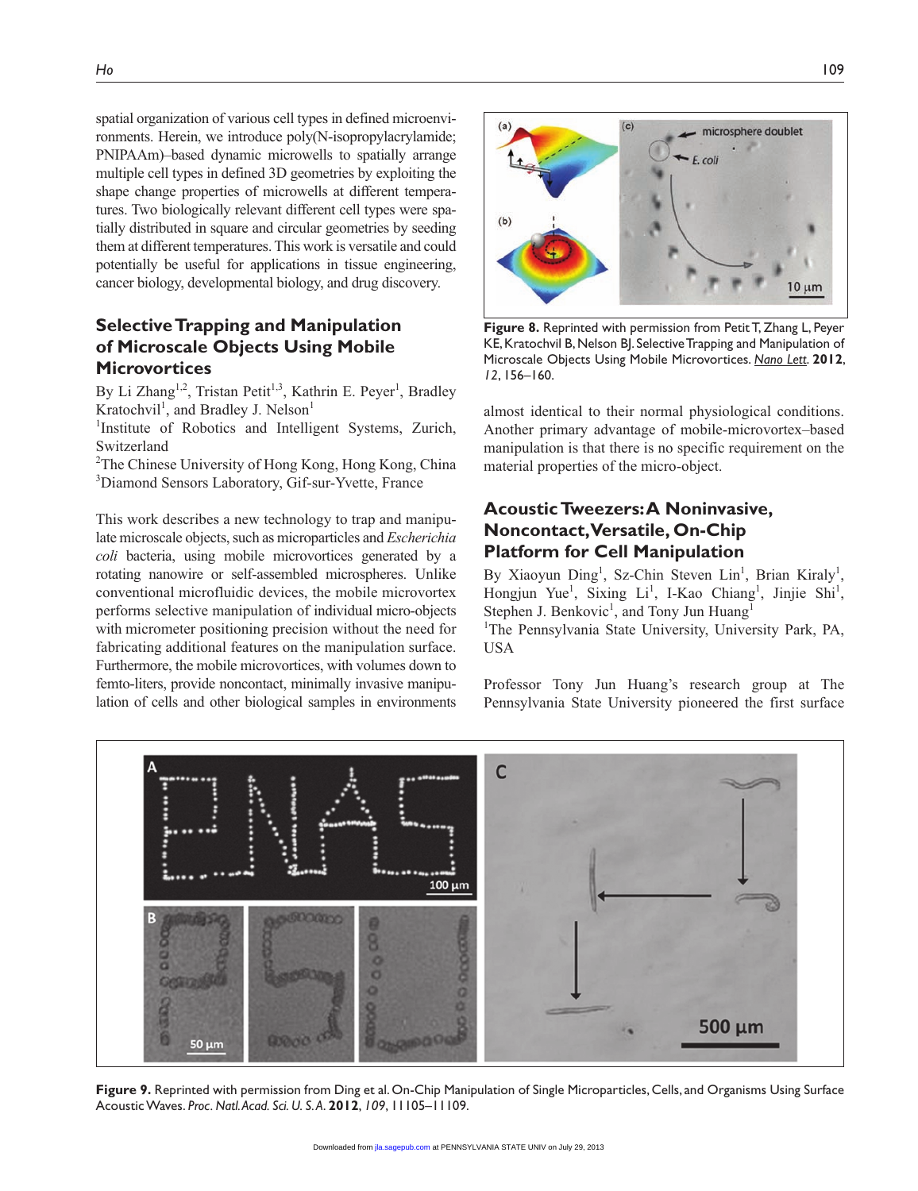spatial organization of various cell types in defined microenvironments. Herein, we introduce poly(N-isopropylacrylamide; PNIPAAm)–based dynamic microwells to spatially arrange multiple cell types in defined 3D geometries by exploiting the shape change properties of microwells at different temperatures. Two biologically relevant different cell types were spatially distributed in square and circular geometries by seeding them at different temperatures. This work is versatile and could potentially be useful for applications in tissue engineering, cancer biology, developmental biology, and drug discovery.

## Selective Trapping and Manipulation of Microscale Objects Using Mobile Microvortices

By Li Zhang[1,2], Tristan Petit[1,3], Kathrin E. Peyer[1], Bradley Kratochvil[1], and Bradley J. Nelson[1]

[1]Institute of Robotics and Intelligent Systems, Zurich, Switzerland

[2]The Chinese University of Hong Kong, Hong Kong, China

[3]Diamond Sensors Laboratory, Gif-sur-Yvette, France

This work describes a new technology to trap and manipulate microscale objects, such as microparticles and *Escherichia coli* bacteria, using mobile microvortices generated by a rotating nanowire or self-assembled microspheres. Unlike conventional microfluidic devices, the mobile microvortex performs selective manipulation of individual micro-objects with micrometer positioning precision without the need for fabricating additional features on the manipulation surface. Furthermore, the mobile microvortices, with volumes down to femto-liters, provide noncontact, minimally invasive manipulation of cells and other biological samples in environments almost identical to their normal physiological conditions. Another primary advantage of mobile-microvortex–based manipulation is that there is no specific requirement on the material properties of the micro-object.

**Figure 8.** Reprinted with permission from Petit T, Zhang L, Peyer KE, Kratochvil B, Nelson BJ. Selective Trapping and Manipulation of Microscale Objects Using Mobile Microvortices. *Nano Lett.* **2012**, *12*, 156–160.

## Acoustic Tweezers: A Noninvasive, Noncontact, Versatile, On-Chip Platform for Cell Manipulation

By Xiaoyun Ding[1], Sz-Chin Steven Lin[1], Brian Kiraly[1], Hongjun Yue[1], Sixing Li[1], I-Kao Chiang[1], Jinjie Shi[1], Stephen J. Benkovic[1], and Tony Jun Huang[1]

[1]The Pennsylvania State University, University Park, PA, USA

Professor Tony Jun Huang's research group at The Pennsylvania State University pioneered the first surface

**Figure 9.** Reprinted with permission from Ding et al. On-Chip Manipulation of Single Microparticles, Cells, and Organisms Using Surface Acoustic Waves. *Proc. Natl. Acad. Sci. U. S. A.* **2012**, *109*, 11105–11109.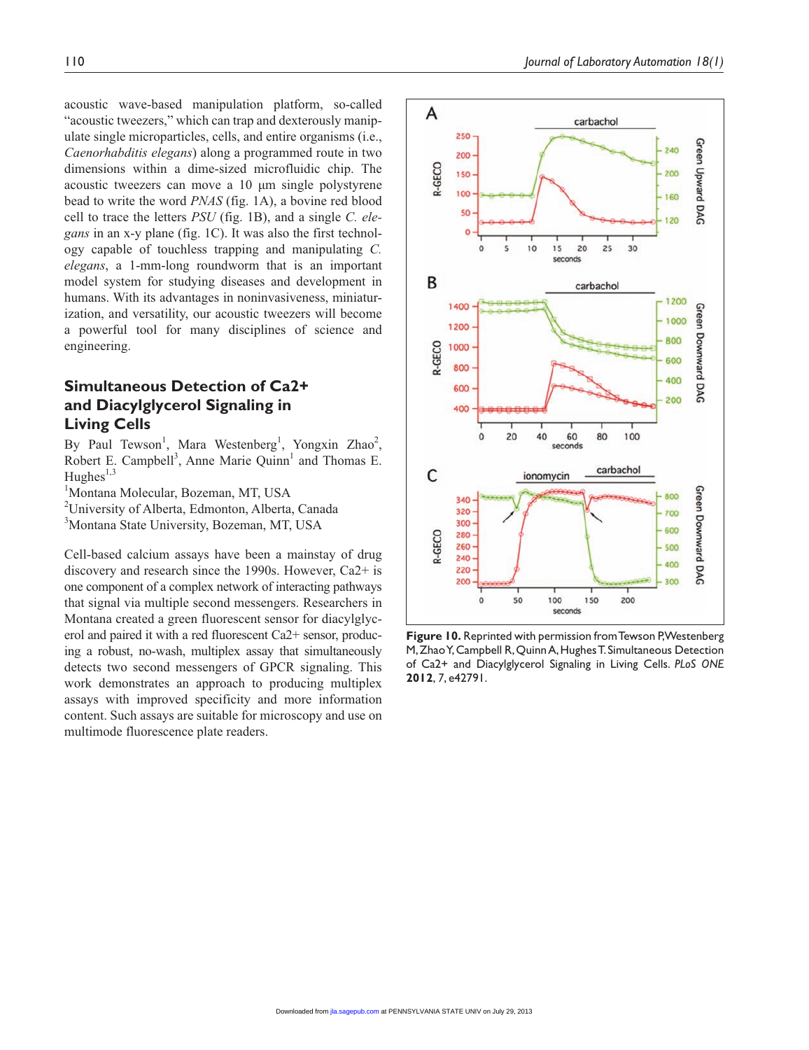acoustic wave-based manipulation platform, so-called "acoustic tweezers," which can trap and dexterously manipulate single microparticles, cells, and entire organisms (i.e., *Caenorhabditis elegans*) along a programmed route in two dimensions within a dime-sized microfluidic chip. The acoustic tweezers can move a 10 µm single polystyrene bead to write the word *PNAS* (fig. 1A), a bovine red blood cell to trace the letters *PSU* (fig. 1B), and a single *C. elegans* in an x-y plane (fig. 1C). It was also the first technology capable of touchless trapping and manipulating *C. elegans*, a 1-mm-long roundworm that is an important model system for studying diseases and development in humans. With its advantages in noninvasiveness, miniaturization, and versatility, our acoustic tweezers will become a powerful tool for many disciplines of science and engineering.

## Simultaneous Detection of Ca2+ and Diacylglycerol Signaling in Living Cells

By Paul Tewson[1], Mara Westenberg[1], Yongxin Zhao[2], Robert E. Campbell[3], Anne Marie Quinn[1] and Thomas E. Hughes[1,3]

[1]Montana Molecular, Bozeman, MT, USA
[2]University of Alberta, Edmonton, Alberta, Canada
[3]Montana State University, Bozeman, MT, USA

Cell-based calcium assays have been a mainstay of drug discovery and research since the 1990s. However, Ca2+ is one component of a complex network of interacting pathways that signal via multiple second messengers. Researchers in Montana created a green fluorescent sensor for diacylglycerol and paired it with a red fluorescent Ca2+ sensor, producing a robust, no-wash, multiplex assay that simultaneously detects two second messengers of GPCR signaling. This work demonstrates an approach to producing multiplex assays with improved specificity and more information content. Such assays are suitable for microscopy and use on multimode fluorescence plate readers.

A
carbachol
R-GECO
Green Upward DAG
250
200
150
100
50
0
240
200
160
120
0 5 10 15 20 25 30
seconds

B
carbachol
R-GECO
Green Downward DAG
1400
1200
1000
800
600
400
1200
1000
800
600
400
200
0 20 40 60 80 100
seconds

C
ionomycin
carbachol
R-GECO
Green Downward DAG
340
320
300
280
260
240
220
200
800
700
600
500
400
300
0 50 100 150 200
seconds

**Figure 10.** Reprinted with permission from Tewson P, Westenberg M, Zhao Y, Campbell R, Quinn A, Hughes T. Simultaneous Detection of Ca2+ and Diacylglycerol Signaling in Living Cells. *PLoS ONE* **2012**, 7, e42791.